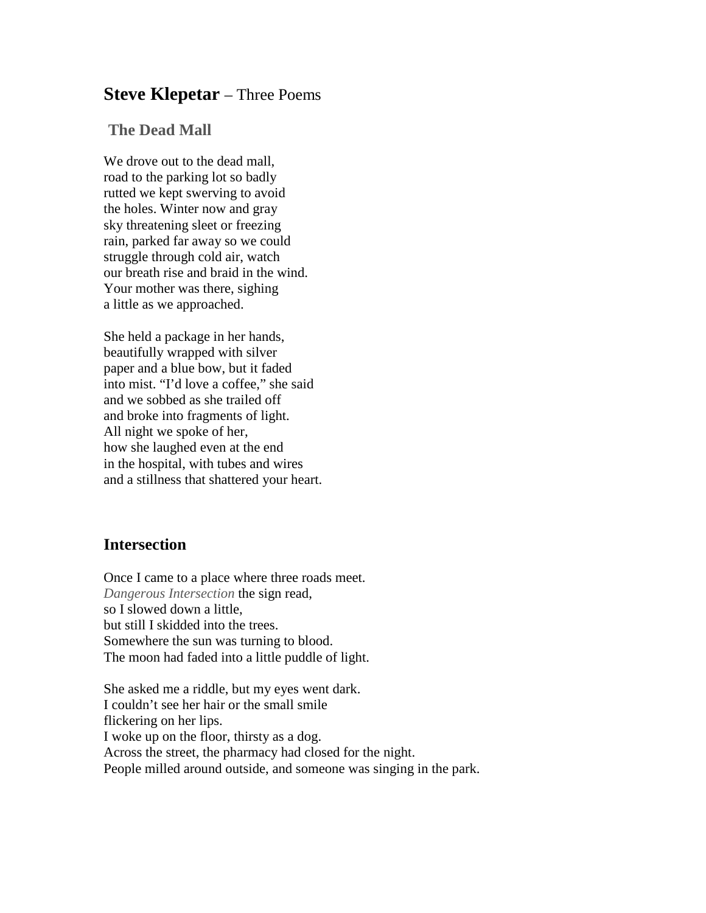# **Steve Klepetar** – Three Poems

## The Dead Mall

We drove out to the dead mall,  
road to the parking lot so badly  
rutted we kept swerving to avoid  
the holes. Winter now and gray  
sky threatening sleet or freezing  
rain, parked far away so we could  
struggle through cold air, watch  
our breath rise and braid in the wind.  
Your mother was there, sighing  
a little as we approached.

She held a package in her hands,  
beautifully wrapped with silver  
paper and a blue bow, but it faded  
into mist. "I'd love a coffee," she said  
and we sobbed as she trailed off  
and broke into fragments of light.  
All night we spoke of her,  
how she laughed even at the end  
in the hospital, with tubes and wires  
and a stillness that shattered your heart.

## Intersection

Once I came to a place where three roads meet.  
*Dangerous Intersection* the sign read,  
so I slowed down a little,  
but still I skidded into the trees.  
Somewhere the sun was turning to blood.  
The moon had faded into a little puddle of light.

She asked me a riddle, but my eyes went dark.  
I couldn't see her hair or the small smile  
flickering on her lips.  
I woke up on the floor, thirsty as a dog.  
Across the street, the pharmacy had closed for the night.  
People milled around outside, and someone was singing in the park.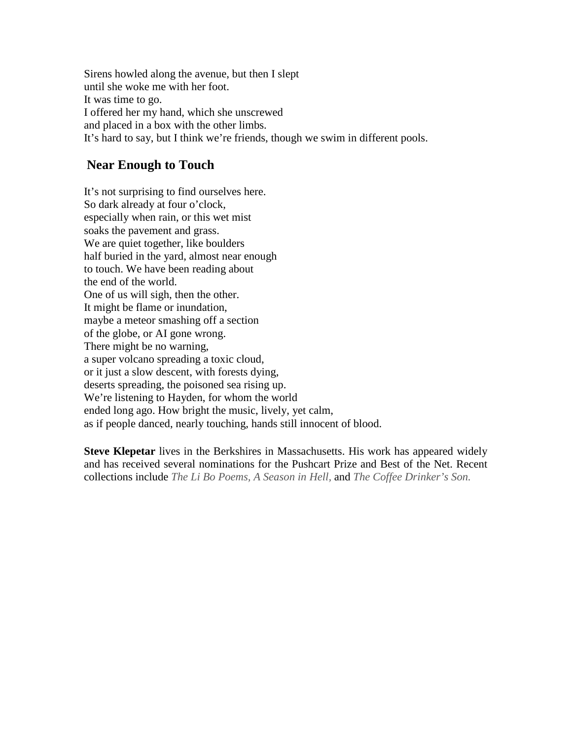Sirens howled along the avenue, but then I slept  
until she woke me with her foot.  
It was time to go.  
I offered her my hand, which she unscrewed  
and placed in a box with the other limbs.  
It's hard to say, but I think we're friends, though we swim in different pools.

## Near Enough to Touch

It's not surprising to find ourselves here.  
So dark already at four o'clock,  
especially when rain, or this wet mist  
soaks the pavement and grass.  
We are quiet together, like boulders  
half buried in the yard, almost near enough  
to touch. We have been reading about  
the end of the world.  
One of us will sigh, then the other.  
It might be flame or inundation,  
maybe a meteor smashing off a section  
of the globe, or AI gone wrong.  
There might be no warning,  
a super volcano spreading a toxic cloud,  
or it just a slow descent, with forests dying,  
deserts spreading, the poisoned sea rising up.  
We're listening to Hayden, for whom the world  
ended long ago. How bright the music, lively, yet calm,  
as if people danced, nearly touching, hands still innocent of blood.

**Steve Klepetar** lives in the Berkshires in Massachusetts. His work has appeared widely and has received several nominations for the Pushcart Prize and Best of the Net. Recent collections include *The Li Bo Poems, A Season in Hell,* and *The Coffee Drinker's Son.*